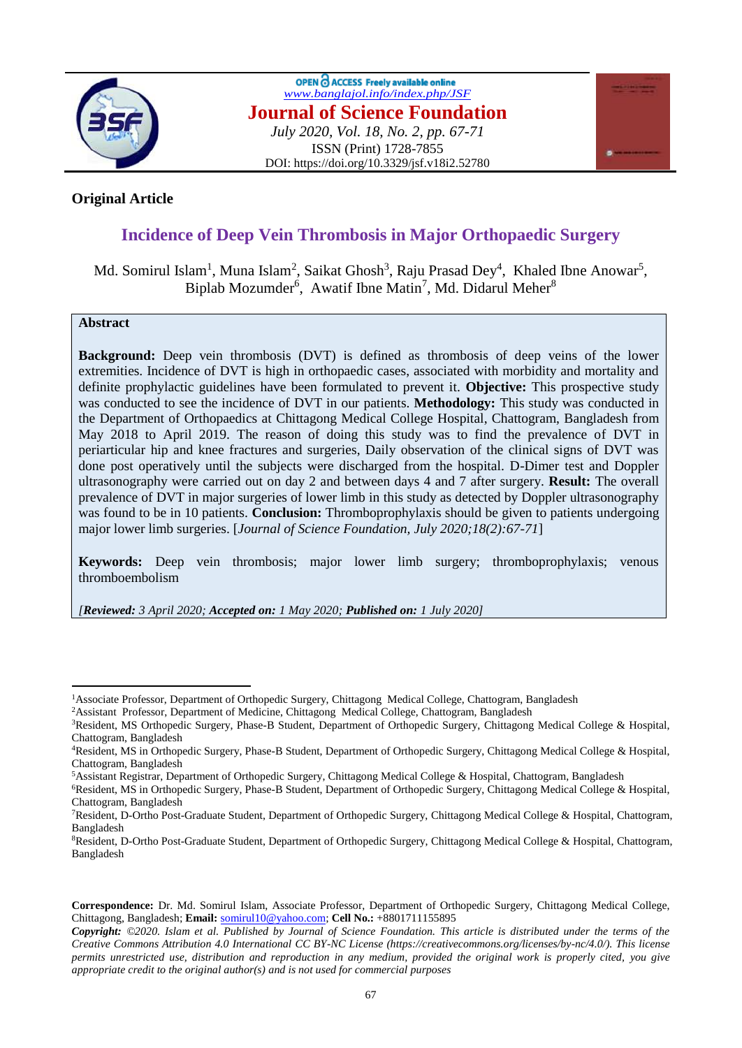OPEN ACCESS Freely available online
www.banglajol.info/index.php/JSF

# Journal of Science Foundation

*July 2020, Vol. 18, No. 2, pp. 67-71*
ISSN (Print) 1728-7855
DOI: https://doi.org/10.3329/jsf.v18i2.52780

**Original Article**

## Incidence of Deep Vein Thrombosis in Major Orthopaedic Surgery

Md. Somirul Islam[1], Muna Islam[2], Saikat Ghosh[3], Raju Prasad Dey[4], Khaled Ibne Anowar[5], Biplab Mozumder[6], Awatif Ibne Matin[7], Md. Didarul Meher[8]

### Abstract

**Background:** Deep vein thrombosis (DVT) is defined as thrombosis of deep veins of the lower extremities. Incidence of DVT is high in orthopaedic cases, associated with morbidity and mortality and definite prophylactic guidelines have been formulated to prevent it. **Objective:** This prospective study was conducted to see the incidence of DVT in our patients. **Methodology:** This study was conducted in the Department of Orthopaedics at Chittagong Medical College Hospital, Chattogram, Bangladesh from May 2018 to April 2019. The reason of doing this study was to find the prevalence of DVT in periarticular hip and knee fractures and surgeries, Daily observation of the clinical signs of DVT was done post operatively until the subjects were discharged from the hospital. D-Dimer test and Doppler ultrasonography were carried out on day 2 and between days 4 and 7 after surgery. **Result:** The overall prevalence of DVT in major surgeries of lower limb in this study as detected by Doppler ultrasonography was found to be in 10 patients. **Conclusion:** Thromboprophylaxis should be given to patients undergoing major lower limb surgeries. [*Journal of Science Foundation, July 2020;18(2):67-71*]

**Keywords:** Deep vein thrombosis; major lower limb surgery; thromboprophylaxis; venous thromboembolism

*[**Reviewed:** 3 April 2020; **Accepted on:** 1 May 2020; **Published on:** 1 July 2020]*

---

[1]Associate Professor, Department of Orthopedic Surgery, Chittagong Medical College, Chattogram, Bangladesh
[2]Assistant Professor, Department of Medicine, Chittagong Medical College, Chattogram, Bangladesh
[3]Resident, MS Orthopedic Surgery, Phase-B Student, Department of Orthopedic Surgery, Chittagong Medical College & Hospital, Chattogram, Bangladesh
[4]Resident, MS in Orthopedic Surgery, Phase-B Student, Department of Orthopedic Surgery, Chittagong Medical College & Hospital, Chattogram, Bangladesh
[5]Assistant Registrar, Department of Orthopedic Surgery, Chittagong Medical College & Hospital, Chattogram, Bangladesh
[6]Resident, MS in Orthopedic Surgery, Phase-B Student, Department of Orthopedic Surgery, Chittagong Medical College & Hospital, Chattogram, Bangladesh
[7]Resident, D-Ortho Post-Graduate Student, Department of Orthopedic Surgery, Chittagong Medical College & Hospital, Chattogram, Bangladesh
[8]Resident, D-Ortho Post-Graduate Student, Department of Orthopedic Surgery, Chittagong Medical College & Hospital, Chattogram, Bangladesh

**Correspondence:** Dr. Md. Somirul Islam, Associate Professor, Department of Orthopedic Surgery, Chittagong Medical College, Chittagong, Bangladesh; **Email:** somirul10@yahoo.com; **Cell No.:** +8801711155895

***Copyright:*** *©2020. Islam et al. Published by Journal of Science Foundation. This article is distributed under the terms of the Creative Commons Attribution 4.0 International CC BY-NC License (https://creativecommons.org/licenses/by-nc/4.0/). This license permits unrestricted use, distribution and reproduction in any medium, provided the original work is properly cited, you give appropriate credit to the original author(s) and is not used for commercial purposes*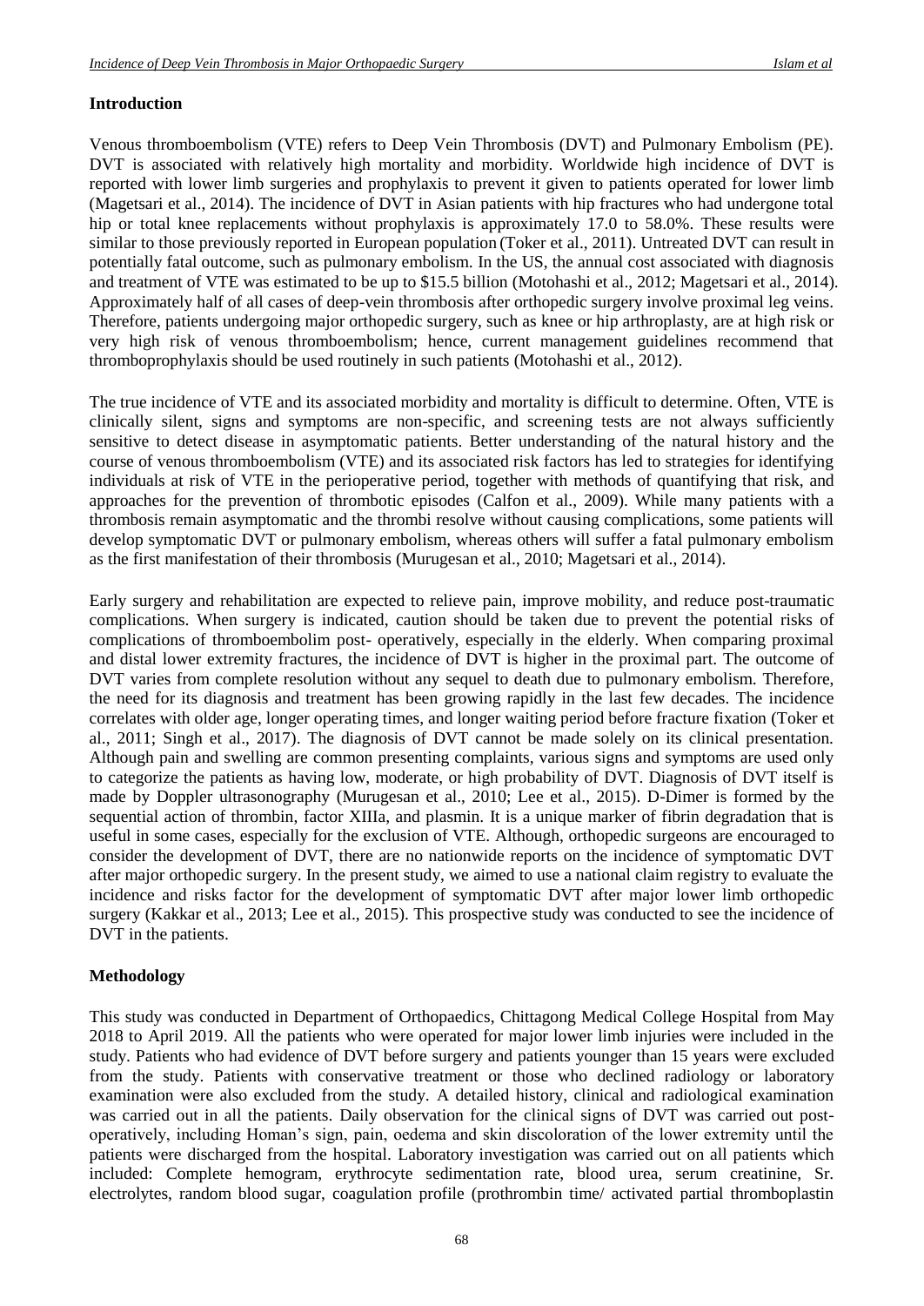## Introduction

Venous thromboembolism (VTE) refers to Deep Vein Thrombosis (DVT) and Pulmonary Embolism (PE). DVT is associated with relatively high mortality and morbidity. Worldwide high incidence of DVT is reported with lower limb surgeries and prophylaxis to prevent it given to patients operated for lower limb (Magetsari et al., 2014). The incidence of DVT in Asian patients with hip fractures who had undergone total hip or total knee replacements without prophylaxis is approximately 17.0 to 58.0%. These results were similar to those previously reported in European population (Toker et al., 2011). Untreated DVT can result in potentially fatal outcome, such as pulmonary embolism. In the US, the annual cost associated with diagnosis and treatment of VTE was estimated to be up to $15.5 billion (Motohashi et al., 2012; Magetsari et al., 2014). Approximately half of all cases of deep-vein thrombosis after orthopedic surgery involve proximal leg veins. Therefore, patients undergoing major orthopedic surgery, such as knee or hip arthroplasty, are at high risk or very high risk of venous thromboembolism; hence, current management guidelines recommend that thromboprophylaxis should be used routinely in such patients (Motohashi et al., 2012).

The true incidence of VTE and its associated morbidity and mortality is difficult to determine. Often, VTE is clinically silent, signs and symptoms are non-specific, and screening tests are not always sufficiently sensitive to detect disease in asymptomatic patients. Better understanding of the natural history and the course of venous thromboembolism (VTE) and its associated risk factors has led to strategies for identifying individuals at risk of VTE in the perioperative period, together with methods of quantifying that risk, and approaches for the prevention of thrombotic episodes (Calfon et al., 2009). While many patients with a thrombosis remain asymptomatic and the thrombi resolve without causing complications, some patients will develop symptomatic DVT or pulmonary embolism, whereas others will suffer a fatal pulmonary embolism as the first manifestation of their thrombosis (Murugesan et al., 2010; Magetsari et al., 2014).

Early surgery and rehabilitation are expected to relieve pain, improve mobility, and reduce post-traumatic complications. When surgery is indicated, caution should be taken due to prevent the potential risks of complications of thromboembolim post- operatively, especially in the elderly. When comparing proximal and distal lower extremity fractures, the incidence of DVT is higher in the proximal part. The outcome of DVT varies from complete resolution without any sequel to death due to pulmonary embolism. Therefore, the need for its diagnosis and treatment has been growing rapidly in the last few decades. The incidence correlates with older age, longer operating times, and longer waiting period before fracture fixation (Toker et al., 2011; Singh et al., 2017). The diagnosis of DVT cannot be made solely on its clinical presentation. Although pain and swelling are common presenting complaints, various signs and symptoms are used only to categorize the patients as having low, moderate, or high probability of DVT. Diagnosis of DVT itself is made by Doppler ultrasonography (Murugesan et al., 2010; Lee et al., 2015). D-Dimer is formed by the sequential action of thrombin, factor XIIIa, and plasmin. It is a unique marker of fibrin degradation that is useful in some cases, especially for the exclusion of VTE. Although, orthopedic surgeons are encouraged to consider the development of DVT, there are no nationwide reports on the incidence of symptomatic DVT after major orthopedic surgery. In the present study, we aimed to use a national claim registry to evaluate the incidence and risks factor for the development of symptomatic DVT after major lower limb orthopedic surgery (Kakkar et al., 2013; Lee et al., 2015). This prospective study was conducted to see the incidence of DVT in the patients.

## Methodology

This study was conducted in Department of Orthopaedics, Chittagong Medical College Hospital from May 2018 to April 2019. All the patients who were operated for major lower limb injuries were included in the study. Patients who had evidence of DVT before surgery and patients younger than 15 years were excluded from the study. Patients with conservative treatment or those who declined radiology or laboratory examination were also excluded from the study. A detailed history, clinical and radiological examination was carried out in all the patients. Daily observation for the clinical signs of DVT was carried out post-operatively, including Homan's sign, pain, oedema and skin discoloration of the lower extremity until the patients were discharged from the hospital. Laboratory investigation was carried out on all patients which included: Complete hemogram, erythrocyte sedimentation rate, blood urea, serum creatinine, Sr. electrolytes, random blood sugar, coagulation profile (prothrombin time/ activated partial thromboplastin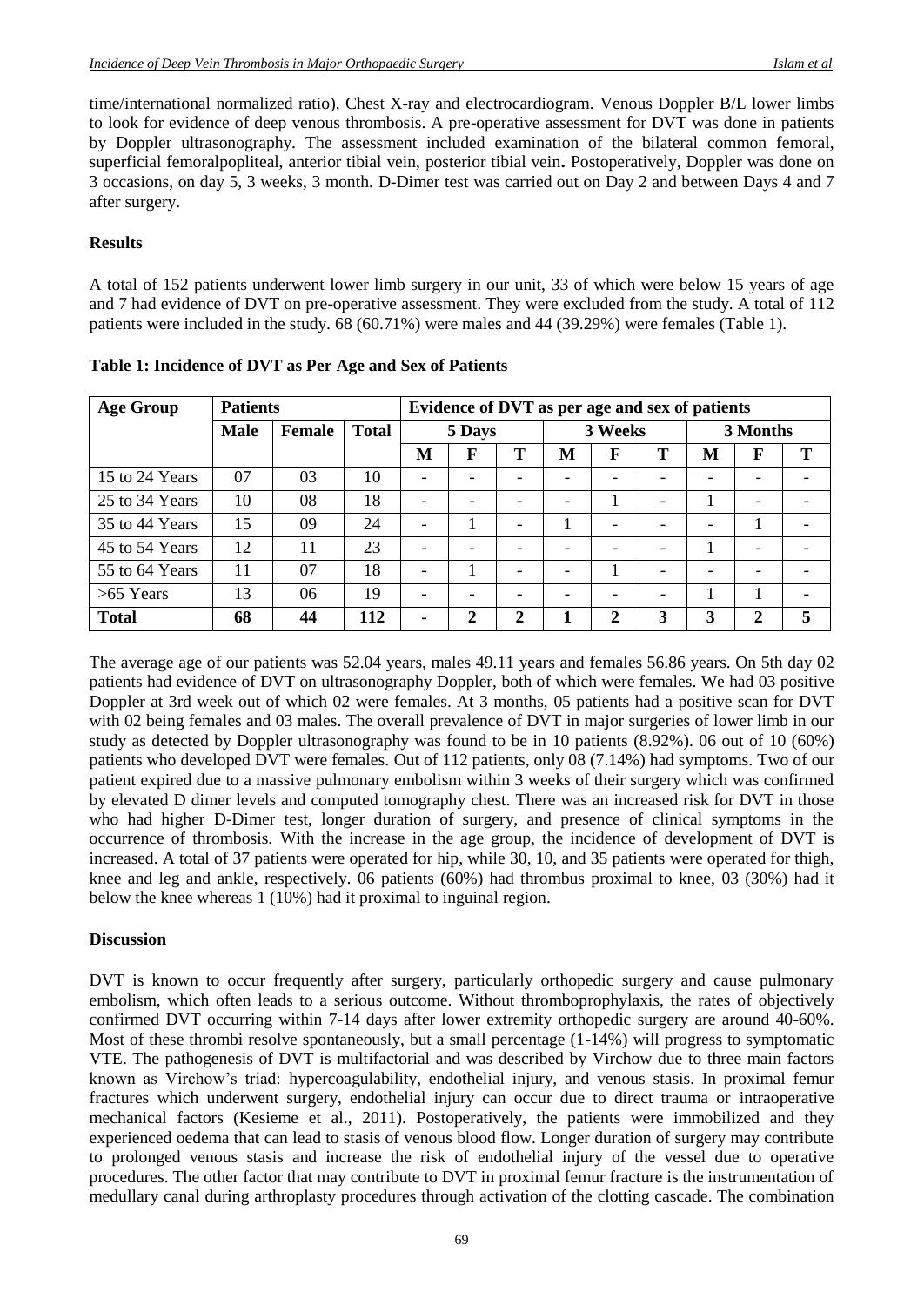time/international normalized ratio), Chest X-ray and electrocardiogram. Venous Doppler B/L lower limbs to look for evidence of deep venous thrombosis. A pre-operative assessment for DVT was done in patients by Doppler ultrasonography. The assessment included examination of the bilateral common femoral, superficial femoralpopliteal, anterior tibial vein, posterior tibial vein**.** Postoperatively, Doppler was done on 3 occasions, on day 5, 3 weeks, 3 month. D-Dimer test was carried out on Day 2 and between Days 4 and 7 after surgery.

### Results

A total of 152 patients underwent lower limb surgery in our unit, 33 of which were below 15 years of age and 7 had evidence of DVT on pre-operative assessment. They were excluded from the study. A total of 112 patients were included in the study. 68 (60.71%) were males and 44 (39.29%) were females (Table 1).

**Table 1: Incidence of DVT as Per Age and Sex of Patients**

| Age Group | Patients | | | Evidence of DVT as per age and sex of patients | | | | | | | | |
|---|---|---|---|---|---|---|---|---|---|---|---|---|
| | Male | Female | Total | 5 Days | | | 3 Weeks | | | 3 Months | | |
| | | | | M | F | T | M | F | T | M | F | T |
| 15 to 24 Years | 07 | 03 | 10 | - | - | - | - | - | - | - | - | - |
| 25 to 34 Years | 10 | 08 | 18 | - | - | - | - | 1 | - | 1 | - | - |
| 35 to 44 Years | 15 | 09 | 24 | - | 1 | - | 1 | - | - | - | 1 | - |
| 45 to 54 Years | 12 | 11 | 23 | - | - | - | - | - | - | 1 | - | - |
| 55 to 64 Years | 11 | 07 | 18 | - | 1 | - | - | 1 | - | - | - | - |
| >65 Years | 13 | 06 | 19 | - | - | - | - | - | - | 1 | 1 | - |
| **Total** | **68** | **44** | **112** | **-** | **2** | **2** | **1** | **2** | **3** | **3** | **2** | **5** |

The average age of our patients was 52.04 years, males 49.11 years and females 56.86 years. On 5th day 02 patients had evidence of DVT on ultrasonography Doppler, both of which were females. We had 03 positive Doppler at 3rd week out of which 02 were females. At 3 months, 05 patients had a positive scan for DVT with 02 being females and 03 males. The overall prevalence of DVT in major surgeries of lower limb in our study as detected by Doppler ultrasonography was found to be in 10 patients (8.92%). 06 out of 10 (60%) patients who developed DVT were females. Out of 112 patients, only 08 (7.14%) had symptoms. Two of our patient expired due to a massive pulmonary embolism within 3 weeks of their surgery which was confirmed by elevated D dimer levels and computed tomography chest. There was an increased risk for DVT in those who had higher D-Dimer test, longer duration of surgery, and presence of clinical symptoms in the occurrence of thrombosis. With the increase in the age group, the incidence of development of DVT is increased. A total of 37 patients were operated for hip, while 30, 10, and 35 patients were operated for thigh, knee and leg and ankle, respectively. 06 patients (60%) had thrombus proximal to knee, 03 (30%) had it below the knee whereas 1 (10%) had it proximal to inguinal region.

### Discussion

DVT is known to occur frequently after surgery, particularly orthopedic surgery and cause pulmonary embolism, which often leads to a serious outcome. Without thromboprophylaxis, the rates of objectively confirmed DVT occurring within 7-14 days after lower extremity orthopedic surgery are around 40-60%. Most of these thrombi resolve spontaneously, but a small percentage (1-14%) will progress to symptomatic VTE. The pathogenesis of DVT is multifactorial and was described by Virchow due to three main factors known as Virchow's triad: hypercoagulability, endothelial injury, and venous stasis. In proximal femur fractures which underwent surgery, endothelial injury can occur due to direct trauma or intraoperative mechanical factors (Kesieme et al., 2011). Postoperatively, the patients were immobilized and they experienced oedema that can lead to stasis of venous blood flow. Longer duration of surgery may contribute to prolonged venous stasis and increase the risk of endothelial injury of the vessel due to operative procedures. The other factor that may contribute to DVT in proximal femur fracture is the instrumentation of medullary canal during arthroplasty procedures through activation of the clotting cascade. The combination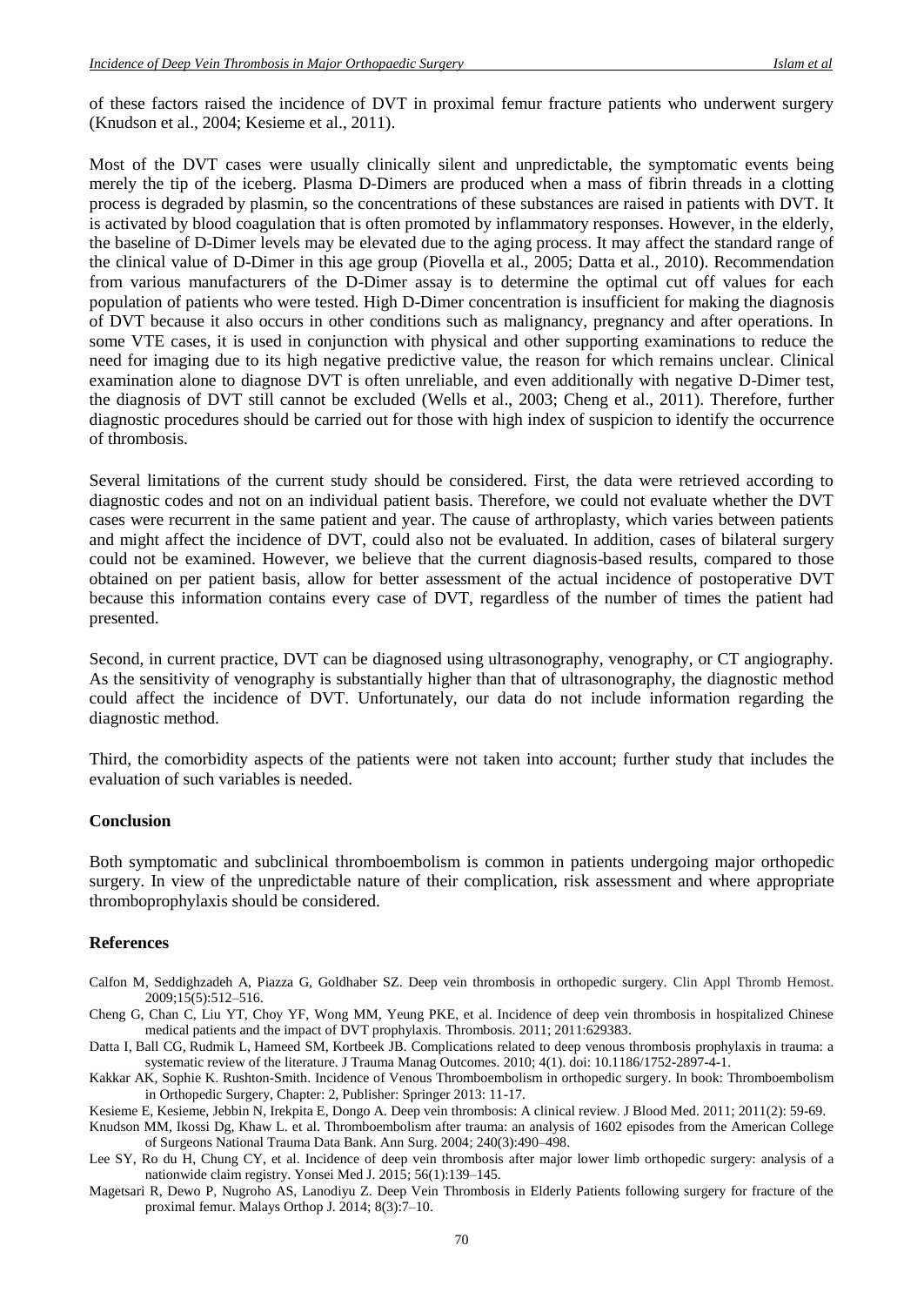of these factors raised the incidence of DVT in proximal femur fracture patients who underwent surgery (Knudson et al., 2004; Kesieme et al., 2011).

Most of the DVT cases were usually clinically silent and unpredictable, the symptomatic events being merely the tip of the iceberg. Plasma D-Dimers are produced when a mass of fibrin threads in a clotting process is degraded by plasmin, so the concentrations of these substances are raised in patients with DVT. It is activated by blood coagulation that is often promoted by inflammatory responses. However, in the elderly, the baseline of D-Dimer levels may be elevated due to the aging process. It may affect the standard range of the clinical value of D-Dimer in this age group (Piovella et al., 2005; Datta et al., 2010). Recommendation from various manufacturers of the D-Dimer assay is to determine the optimal cut off values for each population of patients who were tested. High D-Dimer concentration is insufficient for making the diagnosis of DVT because it also occurs in other conditions such as malignancy, pregnancy and after operations. In some VTE cases, it is used in conjunction with physical and other supporting examinations to reduce the need for imaging due to its high negative predictive value, the reason for which remains unclear. Clinical examination alone to diagnose DVT is often unreliable, and even additionally with negative D-Dimer test, the diagnosis of DVT still cannot be excluded (Wells et al., 2003; Cheng et al., 2011). Therefore, further diagnostic procedures should be carried out for those with high index of suspicion to identify the occurrence of thrombosis.

Several limitations of the current study should be considered. First, the data were retrieved according to diagnostic codes and not on an individual patient basis. Therefore, we could not evaluate whether the DVT cases were recurrent in the same patient and year. The cause of arthroplasty, which varies between patients and might affect the incidence of DVT, could also not be evaluated. In addition, cases of bilateral surgery could not be examined. However, we believe that the current diagnosis-based results, compared to those obtained on per patient basis, allow for better assessment of the actual incidence of postoperative DVT because this information contains every case of DVT, regardless of the number of times the patient had presented.

Second, in current practice, DVT can be diagnosed using ultrasonography, venography, or CT angiography. As the sensitivity of venography is substantially higher than that of ultrasonography, the diagnostic method could affect the incidence of DVT. Unfortunately, our data do not include information regarding the diagnostic method.

Third, the comorbidity aspects of the patients were not taken into account; further study that includes the evaluation of such variables is needed.

## Conclusion

Both symptomatic and subclinical thromboembolism is common in patients undergoing major orthopedic surgery. In view of the unpredictable nature of their complication, risk assessment and where appropriate thromboprophylaxis should be considered.

## References

Calfon M, Seddighzadeh A, Piazza G, Goldhaber SZ. Deep vein thrombosis in orthopedic surgery. Clin Appl Thromb Hemost. 2009;15(5):512–516.

Cheng G, Chan C, Liu YT, Choy YF, Wong MM, Yeung PKE, et al. Incidence of deep vein thrombosis in hospitalized Chinese medical patients and the impact of DVT prophylaxis. Thrombosis. 2011; 2011:629383.

Datta I, Ball CG, Rudmik L, Hameed SM, Kortbeek JB. Complications related to deep venous thrombosis prophylaxis in trauma: a systematic review of the literature. J Trauma Manag Outcomes. 2010; 4(1). doi: 10.1186/1752-2897-4-1.

Kakkar AK, Sophie K. Rushton-Smith. Incidence of Venous Thromboembolism in orthopedic surgery. In book: Thromboembolism in Orthopedic Surgery, Chapter: 2, Publisher: Springer 2013: 11-17.

Kesieme E, Kesieme, Jebbin N, Irekpita E, Dongo A. Deep vein thrombosis: A clinical review. J Blood Med. 2011; 2011(2): 59-69.

Knudson MM, Ikossi Dg, Khaw L. et al. Thromboembolism after trauma: an analysis of 1602 episodes from the American College of Surgeons National Trauma Data Bank. Ann Surg. 2004; 240(3):490–498.

Lee SY, Ro du H, Chung CY, et al. Incidence of deep vein thrombosis after major lower limb orthopedic surgery: analysis of a nationwide claim registry. Yonsei Med J. 2015; 56(1):139–145.

Magetsari R, Dewo P, Nugroho AS, Lanodiyu Z. Deep Vein Thrombosis in Elderly Patients following surgery for fracture of the proximal femur. Malays Orthop J. 2014; 8(3):7–10.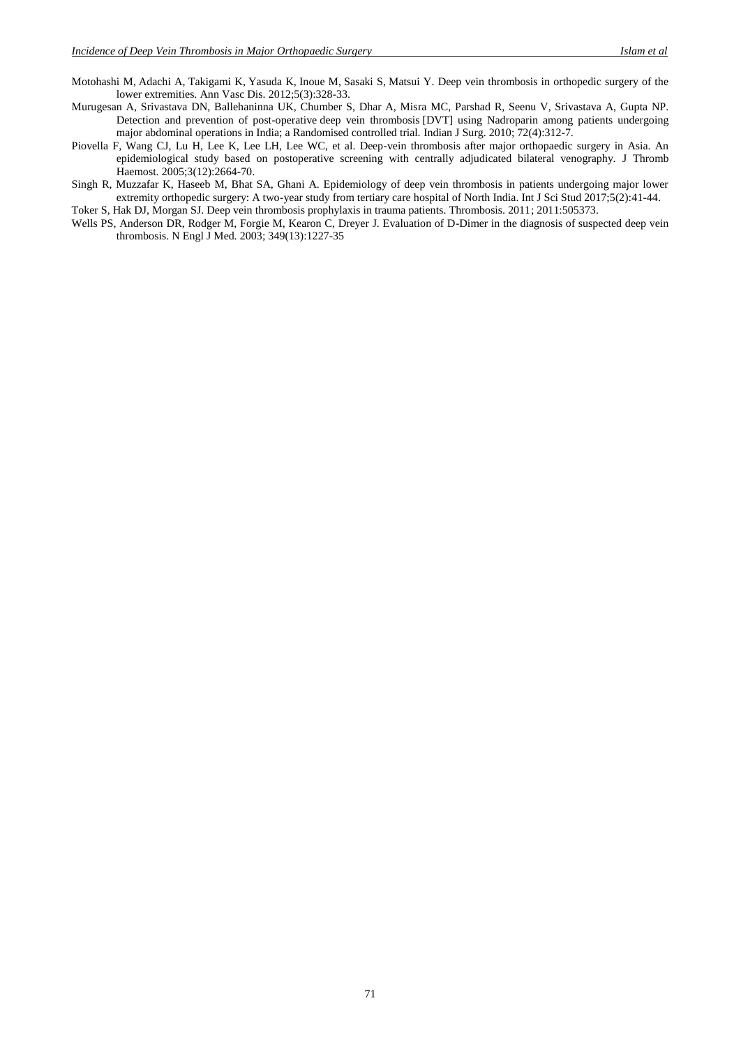Motohashi M, Adachi A, Takigami K, Yasuda K, Inoue M, Sasaki S, Matsui Y. Deep vein thrombosis in orthopedic surgery of the lower extremities. Ann Vasc Dis. 2012;5(3):328-33.

Murugesan A, Srivastava DN, Ballehaninna UK, Chumber S, Dhar A, Misra MC, Parshad R, Seenu V, Srivastava A, Gupta NP. Detection and prevention of post-operative deep vein thrombosis [DVT] using Nadroparin among patients undergoing major abdominal operations in India; a Randomised controlled trial. Indian J Surg. 2010; 72(4):312-7.

Piovella F, Wang CJ, Lu H, Lee K, Lee LH, Lee WC, et al. Deep-vein thrombosis after major orthopaedic surgery in Asia. An epidemiological study based on postoperative screening with centrally adjudicated bilateral venography. J Thromb Haemost. 2005;3(12):2664-70.

Singh R, Muzzafar K, Haseeb M, Bhat SA, Ghani A. Epidemiology of deep vein thrombosis in patients undergoing major lower extremity orthopedic surgery: A two-year study from tertiary care hospital of North India. Int J Sci Stud 2017;5(2):41-44.

Toker S, Hak DJ, Morgan SJ. Deep vein thrombosis prophylaxis in trauma patients. Thrombosis. 2011; 2011:505373.

Wells PS, Anderson DR, Rodger M, Forgie M, Kearon C, Dreyer J. Evaluation of D-Dimer in the diagnosis of suspected deep vein thrombosis. N Engl J Med. 2003; 349(13):1227-35